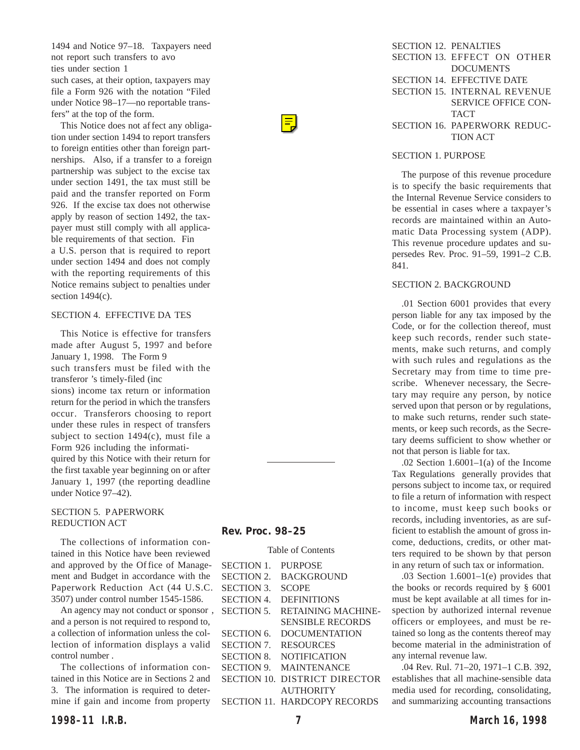1494 and Notice 97–18. Taxpayers need not report such transfers to avo ties under section 1 such cases, at their option, taxpayers may file a Form 926 with the notation "Filed under Notice 98–17—no reportable transfers" at the top of the form.

This Notice does not affect any obligation under section 1494 to report transfers to foreign entities other than foreign partnerships. Also, if a transfer to a foreign partnership was subject to the excise tax under section 1491, the tax must still be paid and the transfer reported on Form 926. If the excise tax does not otherwise apply by reason of section 1492, the taxpayer must still comply with all applicable requirements of that section. Fin a U.S. person that is required to report under section 1494 and does not comply with the reporting requirements of this Notice remains subject to penalties under section 1494(c).

SECTION 4. EFFECTIVE DATES

This Notice is effective for transfers made after August 5, 1997 and before January 1, 1998. The Form 9 such transfers must be filed with the transferor's timely-filed (inc sions) income tax return or information return for the period in which the transfers occur. Transferors choosing to report under these rules in respect of transfers subject to section 1494(c), must file a Form 926 including the informati quired by this Notice with their return for the first taxable year beginning on or after January 1, 1997 (the reporting deadline under Notice 97–42).

SECTION 5. PAPERWORK REDUCTION ACT

The collections of information contained in this Notice have been reviewed and approved by the Office of Management and Budget in accordance with the Paperwork Reduction Act (44 U.S.C. 3507) under control number 1545-1586.

An agency may not conduct or sponsor, and a person is not required to respond to, a collection of information unless the collection of information displays a valid control number.

The collections of information contained in this Notice are in Sections 2 and 3. The information is required to determine if gain and income from property

---

## Rev. Proc. 98–25

Table of Contents

SECTION 1. PURPOSE
SECTION 2. BACKGROUND
SECTION 3. SCOPE
SECTION 4. DEFINITIONS
SECTION 5. RETAINING MACHINE-SENSIBLE RECORDS
SECTION 6. DOCUMENTATION
SECTION 7. RESOURCES
SECTION 8. NOTIFICATION
SECTION 9. MAINTENANCE
SECTION 10. DISTRICT DIRECTOR AUTHORITY
SECTION 11. HARDCOPY RECORDS
SECTION 12. PENALTIES
SECTION 13. EFFECT ON OTHER DOCUMENTS
SECTION 14. EFFECTIVE DATE
SECTION 15. INTERNAL REVENUE SERVICE OFFICE CONTACT
SECTION 16. PAPERWORK REDUCTION ACT

SECTION 1. PURPOSE

The purpose of this revenue procedure is to specify the basic requirements that the Internal Revenue Service considers to be essential in cases where a taxpayer's records are maintained within an Automatic Data Processing system (ADP). This revenue procedure updates and supersedes Rev. Proc. 91–59, 1991–2 C.B. 841.

SECTION 2. BACKGROUND

.01 Section 6001 provides that every person liable for any tax imposed by the Code, or for the collection thereof, must keep such records, render such statements, make such returns, and comply with such rules and regulations as the Secretary may from time to time prescribe. Whenever necessary, the Secretary may require any person, by notice served upon that person or by regulations, to make such returns, render such statements, or keep such records, as the Secretary deems sufficient to show whether or not that person is liable for tax.

.02 Section 1.6001–1(a) of the Income Tax Regulations generally provides that persons subject to income tax, or required to file a return of information with respect to income, must keep such books or records, including inventories, as are sufficient to establish the amount of gross income, deductions, credits, or other matters required to be shown by that person in any return of such tax or information.

.03 Section 1.6001–1(e) provides that the books or records required by § 6001 must be kept available at all times for inspection by authorized internal revenue officers or employees, and must be retained so long as the contents thereof may become material in the administration of any internal revenue law.

.04 Rev. Rul. 71–20, 1971–1 C.B. 392, establishes that all machine-sensible data media used for recording, consolidating, and summarizing accounting transactions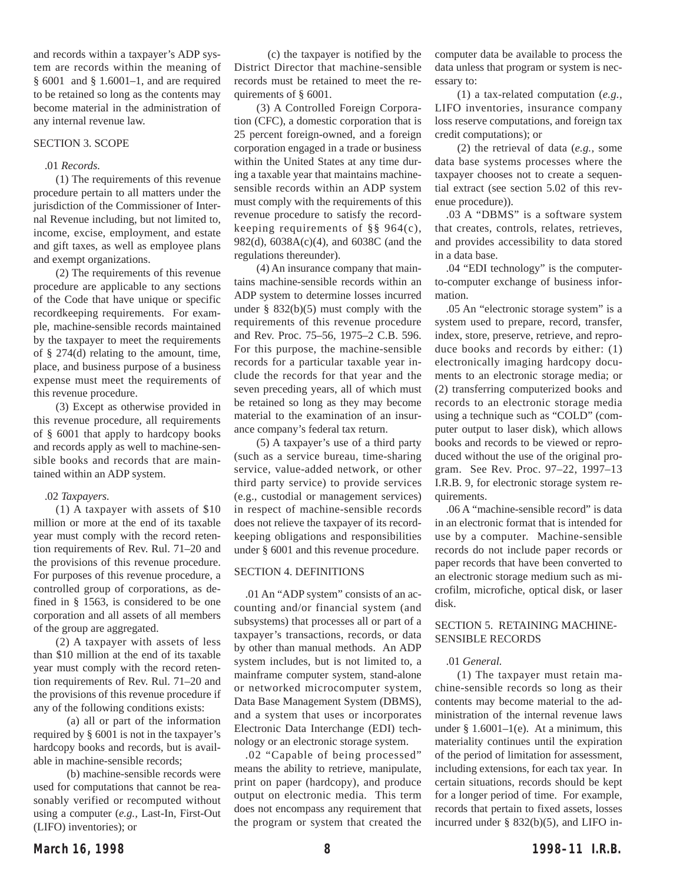and records within a taxpayer's ADP system are records within the meaning of § 6001 and § 1.6001–1, and are required to be retained so long as the contents may become material in the administration of any internal revenue law.

SECTION 3. SCOPE

.01 *Records.*

(1) The requirements of this revenue procedure pertain to all matters under the jurisdiction of the Commissioner of Internal Revenue including, but not limited to, income, excise, employment, and estate and gift taxes, as well as employee plans and exempt organizations.

(2) The requirements of this revenue procedure are applicable to any sections of the Code that have unique or specific recordkeeping requirements. For example, machine-sensible records maintained by the taxpayer to meet the requirements of § 274(d) relating to the amount, time, place, and business purpose of a business expense must meet the requirements of this revenue procedure.

(3) Except as otherwise provided in this revenue procedure, all requirements of § 6001 that apply to hardcopy books and records apply as well to machine-sensible books and records that are maintained within an ADP system.

.02 *Taxpayers.*

(1) A taxpayer with assets of $10 million or more at the end of its taxable year must comply with the record retention requirements of Rev. Rul. 71–20 and the provisions of this revenue procedure. For purposes of this revenue procedure, a controlled group of corporations, as defined in § 1563, is considered to be one corporation and all assets of all members of the group are aggregated.

(2) A taxpayer with assets of less than $10 million at the end of its taxable year must comply with the record retention requirements of Rev. Rul. 71–20 and the provisions of this revenue procedure if any of the following conditions exists:

(a) all or part of the information required by § 6001 is not in the taxpayer's hardcopy books and records, but is available in machine-sensible records;

(b) machine-sensible records were used for computations that cannot be reasonably verified or recomputed without using a computer (*e.g.,* Last-In, First-Out (LIFO) inventories); or

(c) the taxpayer is notified by the District Director that machine-sensible records must be retained to meet the requirements of § 6001.

(3) A Controlled Foreign Corporation (CFC), a domestic corporation that is 25 percent foreign-owned, and a foreign corporation engaged in a trade or business within the United States at any time during a taxable year that maintains machine-sensible records within an ADP system must comply with the requirements of this revenue procedure to satisfy the recordkeeping requirements of §§ 964(c), 982(d), 6038A(c)(4), and 6038C (and the regulations thereunder).

(4) An insurance company that maintains machine-sensible records within an ADP system to determine losses incurred under § 832(b)(5) must comply with the requirements of this revenue procedure and Rev. Proc. 75–56, 1975–2 C.B. 596. For this purpose, the machine-sensible records for a particular taxable year include the records for that year and the seven preceding years, all of which must be retained so long as they may become material to the examination of an insurance company's federal tax return.

(5) A taxpayer's use of a third party (such as a service bureau, time-sharing service, value-added network, or other third party service) to provide services (e.g., custodial or management services) in respect of machine-sensible records does not relieve the taxpayer of its recordkeeping obligations and responsibilities under § 6001 and this revenue procedure.

SECTION 4. DEFINITIONS

.01 An "ADP system" consists of an accounting and/or financial system (and subsystems) that processes all or part of a taxpayer's transactions, records, or data by other than manual methods. An ADP system includes, but is not limited to, a mainframe computer system, stand-alone or networked microcomputer system, Data Base Management System (DBMS), and a system that uses or incorporates Electronic Data Interchange (EDI) technology or an electronic storage system.

.02 "Capable of being processed" means the ability to retrieve, manipulate, print on paper (hardcopy), and produce output on electronic media. This term does not encompass any requirement that the program or system that created the computer data be available to process the data unless that program or system is necessary to:

(1) a tax-related computation (*e.g.,* LIFO inventories, insurance company loss reserve computations, and foreign tax credit computations); or

(2) the retrieval of data (*e.g.,* some data base systems processes where the taxpayer chooses not to create a sequential extract (see section 5.02 of this revenue procedure)).

.03 A "DBMS" is a software system that creates, controls, relates, retrieves, and provides accessibility to data stored in a data base.

.04 "EDI technology" is the computer-to-computer exchange of business information.

.05 An "electronic storage system" is a system used to prepare, record, transfer, index, store, preserve, retrieve, and reproduce books and records by either: (1) electronically imaging hardcopy documents to an electronic storage media; or (2) transferring computerized books and records to an electronic storage media using a technique such as "COLD" (computer output to laser disk), which allows books and records to be viewed or reproduced without the use of the original program. See Rev. Proc. 97–22, 1997–13 I.R.B. 9, for electronic storage system requirements.

.06 A "machine-sensible record" is data in an electronic format that is intended for use by a computer. Machine-sensible records do not include paper records or paper records that have been converted to an electronic storage medium such as microfilm, microfiche, optical disk, or laser disk.

SECTION 5. RETAINING MACHINE-SENSIBLE RECORDS

.01 *General.*

(1) The taxpayer must retain machine-sensible records so long as their contents may become material to the administration of the internal revenue laws under § 1.6001–1(e). At a minimum, this materiality continues until the expiration of the period of limitation for assessment, including extensions, for each tax year. In certain situations, records should be kept for a longer period of time. For example, records that pertain to fixed assets, losses incurred under § 832(b)(5), and LIFO in-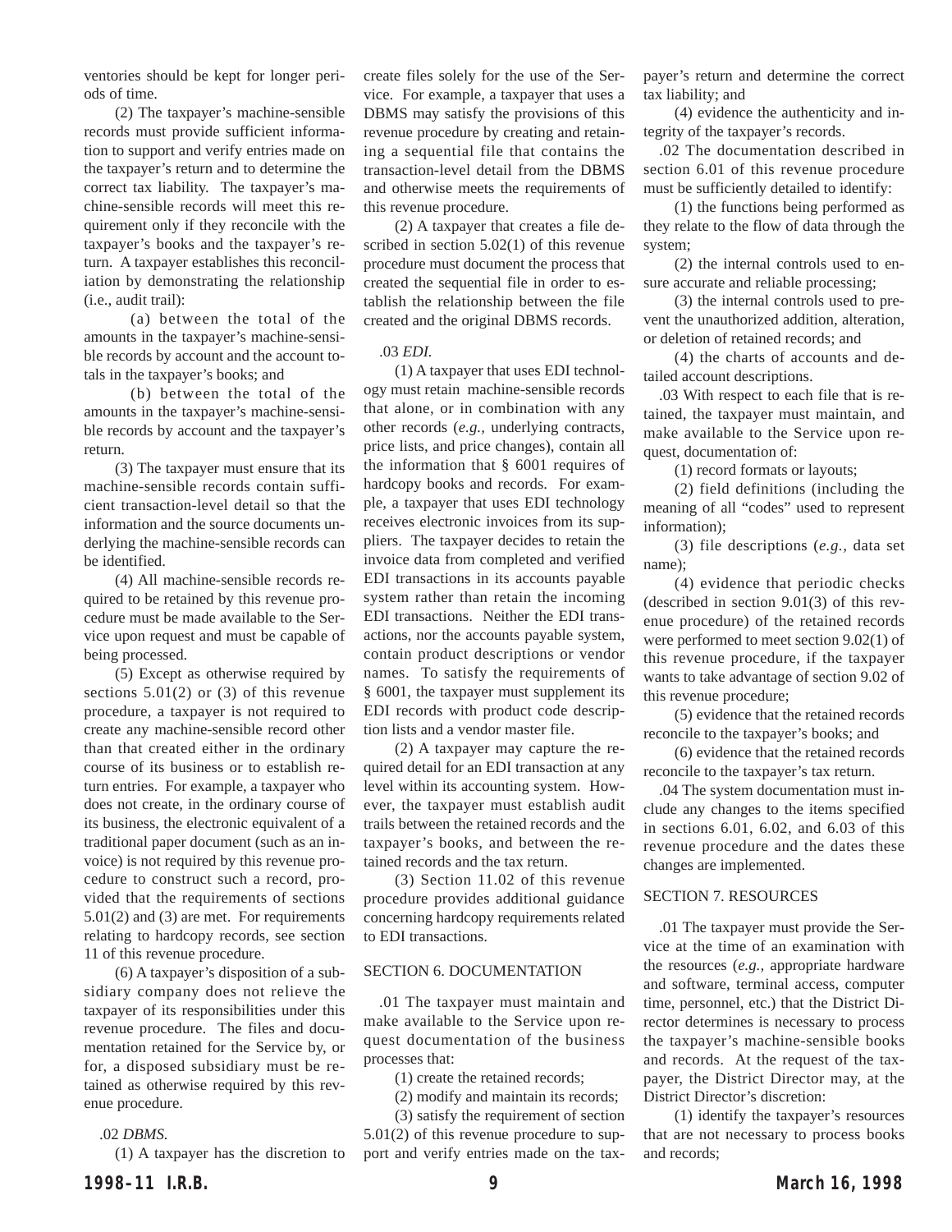ventories should be kept for longer periods of time.

(2) The taxpayer's machine-sensible records must provide sufficient information to support and verify entries made on the taxpayer's return and to determine the correct tax liability. The taxpayer's machine-sensible records will meet this requirement only if they reconcile with the taxpayer's books and the taxpayer's return. A taxpayer establishes this reconciliation by demonstrating the relationship (i.e., audit trail):

(a) between the total of the amounts in the taxpayer's machine-sensible records by account and the account totals in the taxpayer's books; and

(b) between the total of the amounts in the taxpayer's machine-sensible records by account and the taxpayer's return.

(3) The taxpayer must ensure that its machine-sensible records contain sufficient transaction-level detail so that the information and the source documents underlying the machine-sensible records can be identified.

(4) All machine-sensible records required to be retained by this revenue procedure must be made available to the Service upon request and must be capable of being processed.

(5) Except as otherwise required by sections 5.01(2) or (3) of this revenue procedure, a taxpayer is not required to create any machine-sensible record other than that created either in the ordinary course of its business or to establish return entries. For example, a taxpayer who does not create, in the ordinary course of its business, the electronic equivalent of a traditional paper document (such as an invoice) is not required by this revenue procedure to construct such a record, provided that the requirements of sections 5.01(2) and (3) are met. For requirements relating to hardcopy records, see section 11 of this revenue procedure.

(6) A taxpayer's disposition of a subsidiary company does not relieve the taxpayer of its responsibilities under this revenue procedure. The files and documentation retained for the Service by, or for, a disposed subsidiary must be retained as otherwise required by this revenue procedure.

.02 *DBMS.*

(1) A taxpayer has the discretion to create files solely for the use of the Service. For example, a taxpayer that uses a DBMS may satisfy the provisions of this revenue procedure by creating and retaining a sequential file that contains the transaction-level detail from the DBMS and otherwise meets the requirements of this revenue procedure.

(2) A taxpayer that creates a file described in section 5.02(1) of this revenue procedure must document the process that created the sequential file in order to establish the relationship between the file created and the original DBMS records.

.03 *EDI.*

(1) A taxpayer that uses EDI technology must retain machine-sensible records that alone, or in combination with any other records (*e.g.,* underlying contracts, price lists, and price changes), contain all the information that § 6001 requires of hardcopy books and records. For example, a taxpayer that uses EDI technology receives electronic invoices from its suppliers. The taxpayer decides to retain the invoice data from completed and verified EDI transactions in its accounts payable system rather than retain the incoming EDI transactions. Neither the EDI transactions, nor the accounts payable system, contain product descriptions or vendor names. To satisfy the requirements of § 6001, the taxpayer must supplement its EDI records with product code description lists and a vendor master file.

(2) A taxpayer may capture the required detail for an EDI transaction at any level within its accounting system. However, the taxpayer must establish audit trails between the retained records and the taxpayer's books, and between the retained records and the tax return.

(3) Section 11.02 of this revenue procedure provides additional guidance concerning hardcopy requirements related to EDI transactions.

SECTION 6. DOCUMENTATION

.01 The taxpayer must maintain and make available to the Service upon request documentation of the business processes that:

(1) create the retained records;

(2) modify and maintain its records;

(3) satisfy the requirement of section 5.01(2) of this revenue procedure to support and verify entries made on the taxpayer's return and determine the correct tax liability; and

(4) evidence the authenticity and integrity of the taxpayer's records.

.02 The documentation described in section 6.01 of this revenue procedure must be sufficiently detailed to identify:

(1) the functions being performed as they relate to the flow of data through the system;

(2) the internal controls used to ensure accurate and reliable processing;

(3) the internal controls used to prevent the unauthorized addition, alteration, or deletion of retained records; and

(4) the charts of accounts and detailed account descriptions.

.03 With respect to each file that is retained, the taxpayer must maintain, and make available to the Service upon request, documentation of:

(1) record formats or layouts;

(2) field definitions (including the meaning of all "codes" used to represent information);

(3) file descriptions (*e.g.,* data set name);

(4) evidence that periodic checks (described in section 9.01(3) of this revenue procedure) of the retained records were performed to meet section 9.02(1) of this revenue procedure, if the taxpayer wants to take advantage of section 9.02 of this revenue procedure;

(5) evidence that the retained records reconcile to the taxpayer's books; and

(6) evidence that the retained records reconcile to the taxpayer's tax return.

.04 The system documentation must include any changes to the items specified in sections 6.01, 6.02, and 6.03 of this revenue procedure and the dates these changes are implemented.

SECTION 7. RESOURCES

.01 The taxpayer must provide the Service at the time of an examination with the resources (*e.g.,* appropriate hardware and software, terminal access, computer time, personnel, etc.) that the District Director determines is necessary to process the taxpayer's machine-sensible books and records. At the request of the taxpayer, the District Director may, at the District Director's discretion:

(1) identify the taxpayer's resources that are not necessary to process books and records;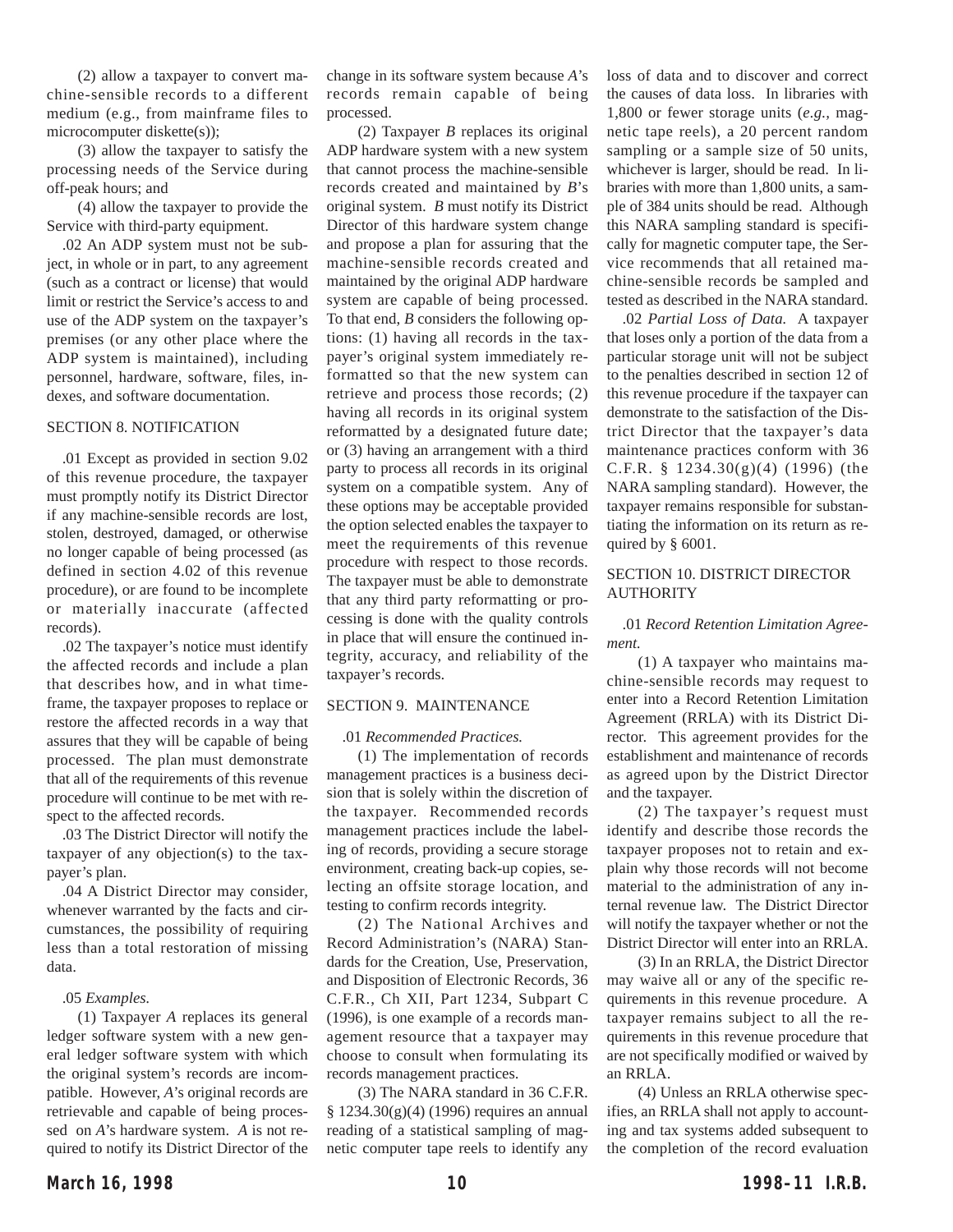(2) allow a taxpayer to convert machine-sensible records to a different medium (e.g., from mainframe files to microcomputer diskette(s));

(3) allow the taxpayer to satisfy the processing needs of the Service during off-peak hours; and

(4) allow the taxpayer to provide the Service with third-party equipment.

.02 An ADP system must not be subject, in whole or in part, to any agreement (such as a contract or license) that would limit or restrict the Service's access to and use of the ADP system on the taxpayer's premises (or any other place where the ADP system is maintained), including personnel, hardware, software, files, indexes, and software documentation.

## SECTION 8. NOTIFICATION

.01 Except as provided in section 9.02 of this revenue procedure, the taxpayer must promptly notify its District Director if any machine-sensible records are lost, stolen, destroyed, damaged, or otherwise no longer capable of being processed (as defined in section 4.02 of this revenue procedure), or are found to be incomplete or materially inaccurate (affected records).

.02 The taxpayer's notice must identify the affected records and include a plan that describes how, and in what timeframe, the taxpayer proposes to replace or restore the affected records in a way that assures that they will be capable of being processed. The plan must demonstrate that all of the requirements of this revenue procedure will continue to be met with respect to the affected records.

.03 The District Director will notify the taxpayer of any objection(s) to the taxpayer's plan.

.04 A District Director may consider, whenever warranted by the facts and circumstances, the possibility of requiring less than a total restoration of missing data.

.05 *Examples.*

(1) Taxpayer *A* replaces its general ledger software system with a new general ledger software system with which the original system's records are incompatible. However, *A*'s original records are retrievable and capable of being processed on *A*'s hardware system. *A* is not required to notify its District Director of the change in its software system because *A*'s records remain capable of being processed.

(2) Taxpayer *B* replaces its original ADP hardware system with a new system that cannot process the machine-sensible records created and maintained by *B*'s original system. *B* must notify its District Director of this hardware system change and propose a plan for assuring that the machine-sensible records created and maintained by the original ADP hardware system are capable of being processed. To that end, *B* considers the following options: (1) having all records in the taxpayer's original system immediately reformatted so that the new system can retrieve and process those records; (2) having all records in its original system reformatted by a designated future date; or (3) having an arrangement with a third party to process all records in its original system on a compatible system. Any of these options may be acceptable provided the option selected enables the taxpayer to meet the requirements of this revenue procedure with respect to those records. The taxpayer must be able to demonstrate that any third party reformatting or processing is done with the quality controls in place that will ensure the continued integrity, accuracy, and reliability of the taxpayer's records.

## SECTION 9. MAINTENANCE

.01 *Recommended Practices.*

(1) The implementation of records management practices is a business decision that is solely within the discretion of the taxpayer. Recommended records management practices include the labeling of records, providing a secure storage environment, creating back-up copies, selecting an offsite storage location, and testing to confirm records integrity.

(2) The National Archives and Record Administration's (NARA) Standards for the Creation, Use, Preservation, and Disposition of Electronic Records, 36 C.F.R., Ch XII, Part 1234, Subpart C (1996), is one example of a records management resource that a taxpayer may choose to consult when formulating its records management practices.

(3) The NARA standard in 36 C.F.R. § 1234.30(g)(4) (1996) requires an annual reading of a statistical sampling of magnetic computer tape reels to identify any loss of data and to discover and correct the causes of data loss. In libraries with 1,800 or fewer storage units (*e.g.,* magnetic tape reels), a 20 percent random sampling or a sample size of 50 units, whichever is larger, should be read. In libraries with more than 1,800 units, a sample of 384 units should be read. Although this NARA sampling standard is specifically for magnetic computer tape, the Service recommends that all retained machine-sensible records be sampled and tested as described in the NARA standard.

.02 *Partial Loss of Data.* A taxpayer that loses only a portion of the data from a particular storage unit will not be subject to the penalties described in section 12 of this revenue procedure if the taxpayer can demonstrate to the satisfaction of the District Director that the taxpayer's data maintenance practices conform with 36 C.F.R. § 1234.30(g)(4) (1996) (the NARA sampling standard). However, the taxpayer remains responsible for substantiating the information on its return as required by § 6001.

## SECTION 10. DISTRICT DIRECTOR AUTHORITY

.01 *Record Retention Limitation Agreement.*

(1) A taxpayer who maintains machine-sensible records may request to enter into a Record Retention Limitation Agreement (RRLA) with its District Director. This agreement provides for the establishment and maintenance of records as agreed upon by the District Director and the taxpayer.

(2) The taxpayer's request must identify and describe those records the taxpayer proposes not to retain and explain why those records will not become material to the administration of any internal revenue law. The District Director will notify the taxpayer whether or not the District Director will enter into an RRLA.

(3) In an RRLA, the District Director may waive all or any of the specific requirements in this revenue procedure. A taxpayer remains subject to all the requirements in this revenue procedure that are not specifically modified or waived by an RRLA.

(4) Unless an RRLA otherwise specifies, an RRLA shall not apply to accounting and tax systems added subsequent to the completion of the record evaluation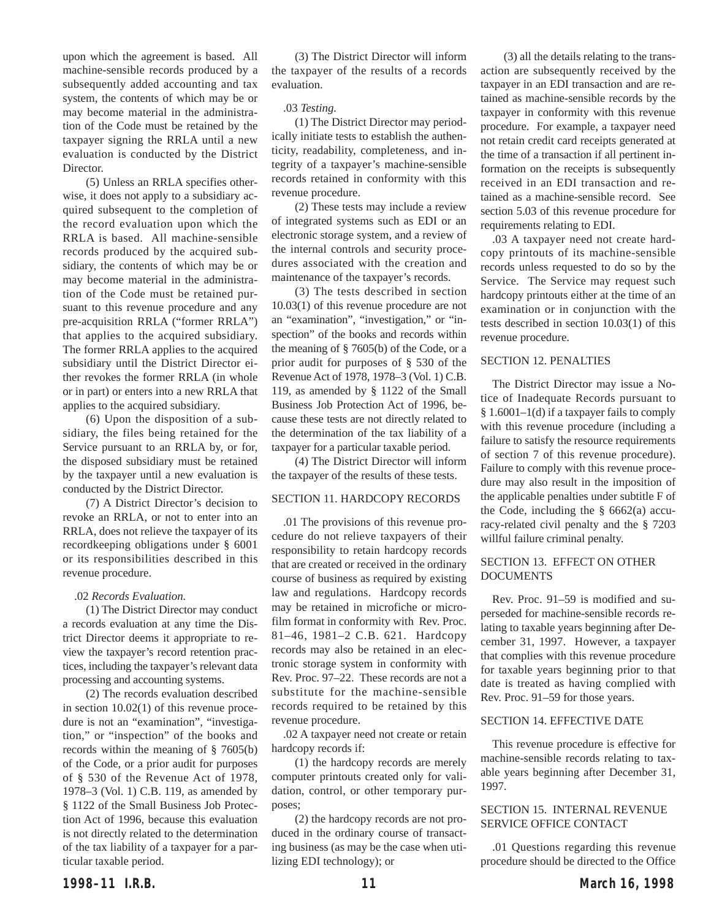upon which the agreement is based. All machine-sensible records produced by a subsequently added accounting and tax system, the contents of which may be or may become material in the administration of the Code must be retained by the taxpayer signing the RRLA until a new evaluation is conducted by the District Director.

(5) Unless an RRLA specifies otherwise, it does not apply to a subsidiary acquired subsequent to the completion of the record evaluation upon which the RRLA is based. All machine-sensible records produced by the acquired subsidiary, the contents of which may be or may become material in the administration of the Code must be retained pursuant to this revenue procedure and any pre-acquisition RRLA ("former RRLA") that applies to the acquired subsidiary. The former RRLA applies to the acquired subsidiary until the District Director either revokes the former RRLA (in whole or in part) or enters into a new RRLA that applies to the acquired subsidiary.

(6) Upon the disposition of a subsidiary, the files being retained for the Service pursuant to an RRLA by, or for, the disposed subsidiary must be retained by the taxpayer until a new evaluation is conducted by the District Director.

(7) A District Director's decision to revoke an RRLA, or not to enter into an RRLA, does not relieve the taxpayer of its recordkeeping obligations under § 6001 or its responsibilities described in this revenue procedure.

.02 *Records Evaluation.*

(1) The District Director may conduct a records evaluation at any time the District Director deems it appropriate to review the taxpayer's record retention practices, including the taxpayer's relevant data processing and accounting systems.

(2) The records evaluation described in section 10.02(1) of this revenue procedure is not an "examination", "investigation," or "inspection" of the books and records within the meaning of § 7605(b) of the Code, or a prior audit for purposes of § 530 of the Revenue Act of 1978, 1978–3 (Vol. 1) C.B. 119, as amended by § 1122 of the Small Business Job Protection Act of 1996, because this evaluation is not directly related to the determination of the tax liability of a taxpayer for a particular taxable period.

(3) The District Director will inform the taxpayer of the results of a records evaluation.

.03 *Testing.*

(1) The District Director may periodically initiate tests to establish the authenticity, readability, completeness, and integrity of a taxpayer's machine-sensible records retained in conformity with this revenue procedure.

(2) These tests may include a review of integrated systems such as EDI or an electronic storage system, and a review of the internal controls and security procedures associated with the creation and maintenance of the taxpayer's records.

(3) The tests described in section 10.03(1) of this revenue procedure are not an "examination", "investigation," or "inspection" of the books and records within the meaning of § 7605(b) of the Code, or a prior audit for purposes of § 530 of the Revenue Act of 1978, 1978–3 (Vol. 1) C.B. 119, as amended by § 1122 of the Small Business Job Protection Act of 1996, because these tests are not directly related to the determination of the tax liability of a taxpayer for a particular taxable period.

(4) The District Director will inform the taxpayer of the results of these tests.

## SECTION 11. HARDCOPY RECORDS

.01 The provisions of this revenue procedure do not relieve taxpayers of their responsibility to retain hardcopy records that are created or received in the ordinary course of business as required by existing law and regulations. Hardcopy records may be retained in microfiche or microfilm format in conformity with Rev. Proc. 81–46, 1981–2 C.B. 621. Hardcopy records may also be retained in an electronic storage system in conformity with Rev. Proc. 97–22. These records are not a substitute for the machine-sensible records required to be retained by this revenue procedure.

.02 A taxpayer need not create or retain hardcopy records if:

(1) the hardcopy records are merely computer printouts created only for validation, control, or other temporary purposes;

(2) the hardcopy records are not produced in the ordinary course of transacting business (as may be the case when utilizing EDI technology); or

(3) all the details relating to the transaction are subsequently received by the taxpayer in an EDI transaction and are retained as machine-sensible records by the taxpayer in conformity with this revenue procedure. For example, a taxpayer need not retain credit card receipts generated at the time of a transaction if all pertinent information on the receipts is subsequently received in an EDI transaction and retained as a machine-sensible record. See section 5.03 of this revenue procedure for requirements relating to EDI.

.03 A taxpayer need not create hardcopy printouts of its machine-sensible records unless requested to do so by the Service. The Service may request such hardcopy printouts either at the time of an examination or in conjunction with the tests described in section 10.03(1) of this revenue procedure.

## SECTION 12. PENALTIES

The District Director may issue a Notice of Inadequate Records pursuant to § 1.6001–1(d) if a taxpayer fails to comply with this revenue procedure (including a failure to satisfy the resource requirements of section 7 of this revenue procedure). Failure to comply with this revenue procedure may also result in the imposition of the applicable penalties under subtitle F of the Code, including the § 6662(a) accuracy-related civil penalty and the § 7203 willful failure criminal penalty.

## SECTION 13. EFFECT ON OTHER DOCUMENTS

Rev. Proc. 91–59 is modified and superseded for machine-sensible records relating to taxable years beginning after December 31, 1997. However, a taxpayer that complies with this revenue procedure for taxable years beginning prior to that date is treated as having complied with Rev. Proc. 91–59 for those years.

## SECTION 14. EFFECTIVE DATE

This revenue procedure is effective for machine-sensible records relating to taxable years beginning after December 31, 1997.

## SECTION 15. INTERNAL REVENUE SERVICE OFFICE CONTACT

.01 Questions regarding this revenue procedure should be directed to the Office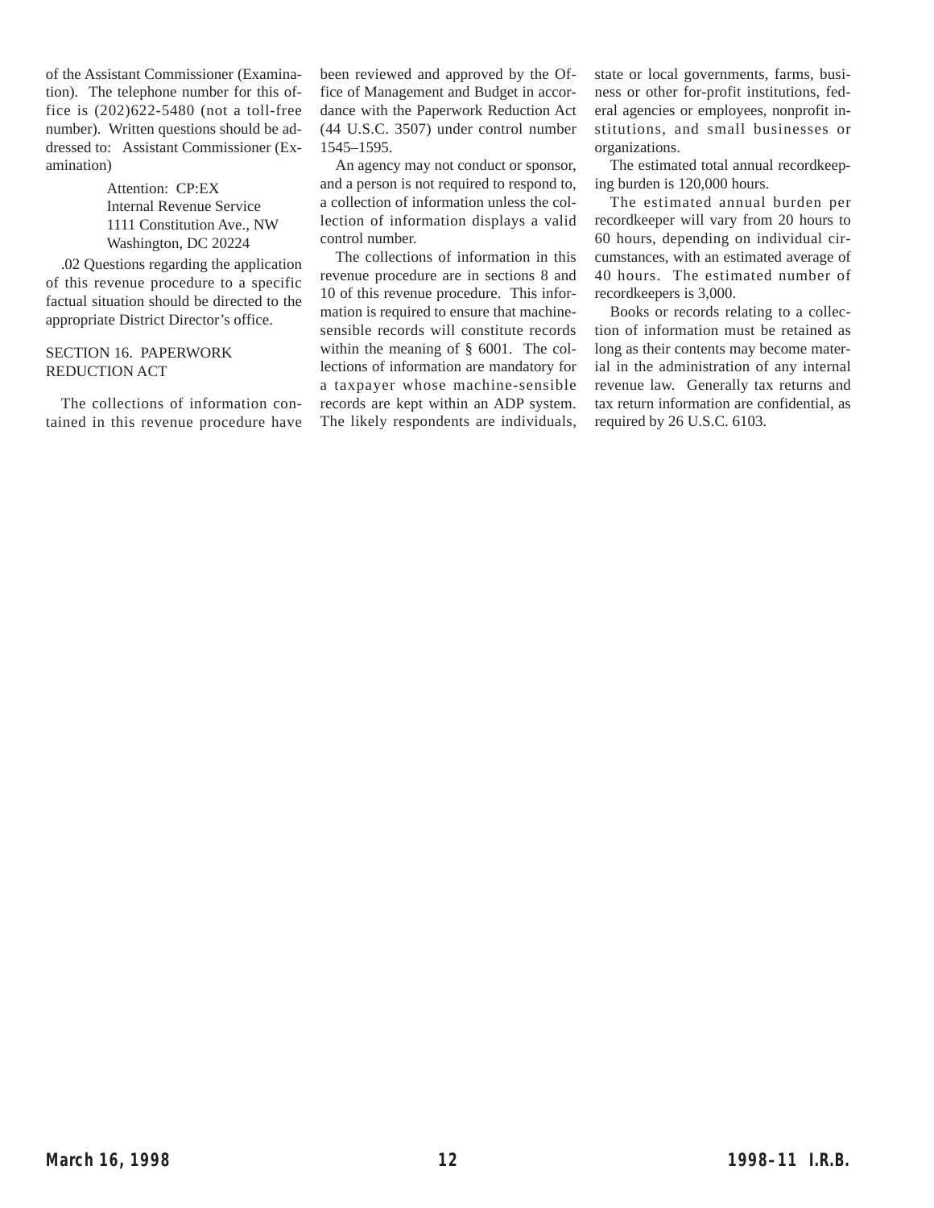of the Assistant Commissioner (Examination). The telephone number for this office is (202)622-5480 (not a toll-free number). Written questions should be addressed to: Assistant Commissioner (Examination)

Attention: CP:EX
Internal Revenue Service
1111 Constitution Ave., NW
Washington, DC 20224

.02 Questions regarding the application of this revenue procedure to a specific factual situation should be directed to the appropriate District Director's office.

SECTION 16. PAPERWORK REDUCTION ACT

The collections of information contained in this revenue procedure have been reviewed and approved by the Office of Management and Budget in accordance with the Paperwork Reduction Act (44 U.S.C. 3507) under control number 1545–1595.

An agency may not conduct or sponsor, and a person is not required to respond to, a collection of information unless the collection of information displays a valid control number.

The collections of information in this revenue procedure are in sections 8 and 10 of this revenue procedure. This information is required to ensure that machine-sensible records will constitute records within the meaning of § 6001. The collections of information are mandatory for a taxpayer whose machine-sensible records are kept within an ADP system. The likely respondents are individuals, state or local governments, farms, business or other for-profit institutions, federal agencies or employees, nonprofit institutions, and small businesses or organizations.

The estimated total annual recordkeeping burden is 120,000 hours.

The estimated annual burden per recordkeeper will vary from 20 hours to 60 hours, depending on individual circumstances, with an estimated average of 40 hours. The estimated number of recordkeepers is 3,000.

Books or records relating to a collection of information must be retained as long as their contents may become material in the administration of any internal revenue law. Generally tax returns and tax return information are confidential, as required by 26 U.S.C. 6103.